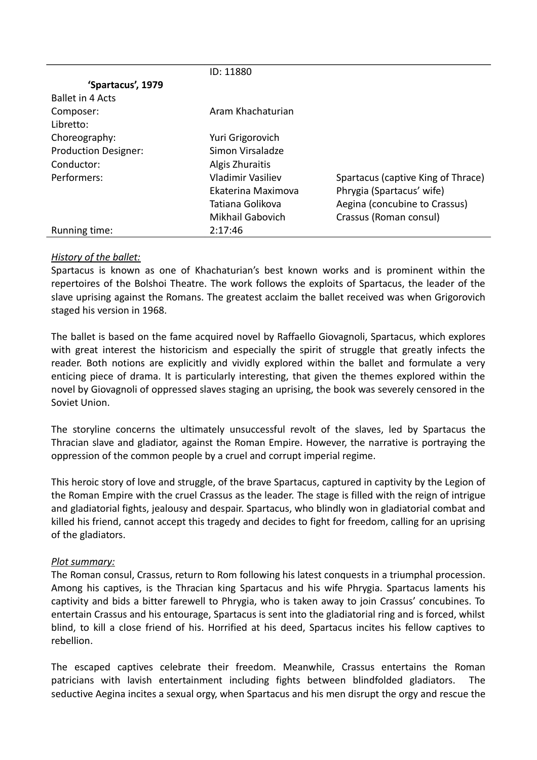| | ID: 11880 | |
|---|---|---|
| **'Spartacus', 1979** | | |
| Ballet in 4 Acts | | |
| Composer: | Aram Khachaturian | |
| Libretto: | | |
| Choreography: | Yuri Grigorovich | |
| Production Designer: | Simon Virsaladze | |
| Conductor: | Algis Zhuraitis | |
| Performers: | Vladimir Vasiliev | Spartacus (captive King of Thrace) |
| | Ekaterina Maximova | Phrygia (Spartacus' wife) |
| | Tatiana Golikova | Aegina (concubine to Crassus) |
| | Mikhail Gabovich | Crassus (Roman consul) |
| Running time: | 2:17:46 | |

*History of the ballet:*

Spartacus is known as one of Khachaturian's best known works and is prominent within the repertoires of the Bolshoi Theatre. The work follows the exploits of Spartacus, the leader of the slave uprising against the Romans. The greatest acclaim the ballet received was when Grigorovich staged his version in 1968.

The ballet is based on the fame acquired novel by Raffaello Giovagnoli, Spartacus, which explores with great interest the historicism and especially the spirit of struggle that greatly infects the reader. Both notions are explicitly and vividly explored within the ballet and formulate a very enticing piece of drama. It is particularly interesting, that given the themes explored within the novel by Giovagnoli of oppressed slaves staging an uprising, the book was severely censored in the Soviet Union.

The storyline concerns the ultimately unsuccessful revolt of the slaves, led by Spartacus the Thracian slave and gladiator, against the Roman Empire. However, the narrative is portraying the oppression of the common people by a cruel and corrupt imperial regime.

This heroic story of love and struggle, of the brave Spartacus, captured in captivity by the Legion of the Roman Empire with the cruel Crassus as the leader. The stage is filled with the reign of intrigue and gladiatorial fights, jealousy and despair. Spartacus, who blindly won in gladiatorial combat and killed his friend, cannot accept this tragedy and decides to fight for freedom, calling for an uprising of the gladiators.

*Plot summary:*

The Roman consul, Crassus, return to Rom following his latest conquests in a triumphal procession. Among his captives, is the Thracian king Spartacus and his wife Phrygia. Spartacus laments his captivity and bids a bitter farewell to Phrygia, who is taken away to join Crassus' concubines. To entertain Crassus and his entourage, Spartacus is sent into the gladiatorial ring and is forced, whilst blind, to kill a close friend of his. Horrified at his deed, Spartacus incites his fellow captives to rebellion.

The escaped captives celebrate their freedom. Meanwhile, Crassus entertains the Roman patricians with lavish entertainment including fights between blindfolded gladiators. The seductive Aegina incites a sexual orgy, when Spartacus and his men disrupt the orgy and rescue the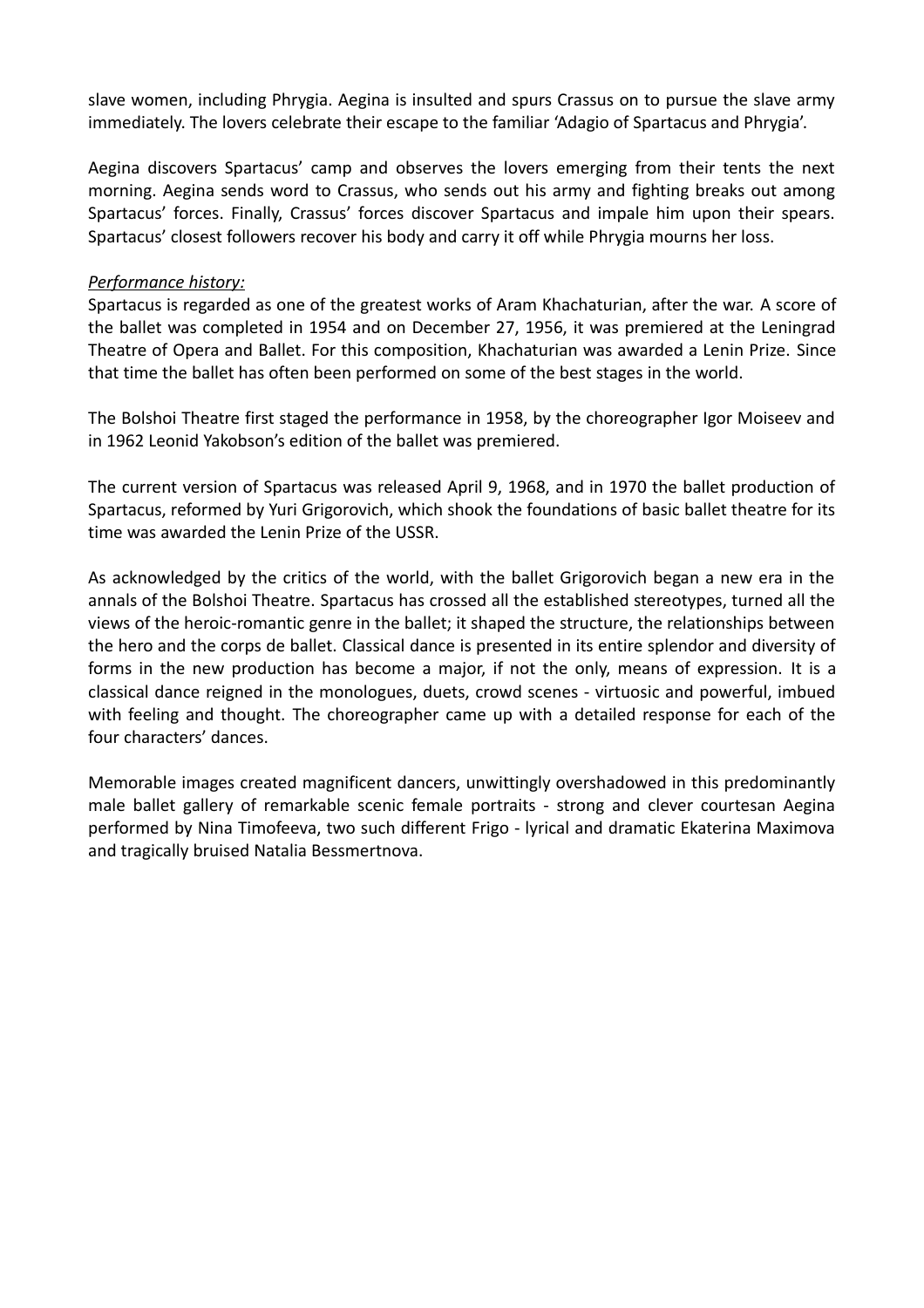slave women, including Phrygia. Aegina is insulted and spurs Crassus on to pursue the slave army immediately. The lovers celebrate their escape to the familiar 'Adagio of Spartacus and Phrygia'.

Aegina discovers Spartacus' camp and observes the lovers emerging from their tents the next morning. Aegina sends word to Crassus, who sends out his army and fighting breaks out among Spartacus' forces. Finally, Crassus' forces discover Spartacus and impale him upon their spears. Spartacus' closest followers recover his body and carry it off while Phrygia mourns her loss.

*Performance history:*

Spartacus is regarded as one of the greatest works of Aram Khachaturian, after the war. A score of the ballet was completed in 1954 and on December 27, 1956, it was premiered at the Leningrad Theatre of Opera and Ballet. For this composition, Khachaturian was awarded a Lenin Prize. Since that time the ballet has often been performed on some of the best stages in the world.

The Bolshoi Theatre first staged the performance in 1958, by the choreographer Igor Moiseev and in 1962 Leonid Yakobson's edition of the ballet was premiered.

The current version of Spartacus was released April 9, 1968, and in 1970 the ballet production of Spartacus, reformed by Yuri Grigorovich, which shook the foundations of basic ballet theatre for its time was awarded the Lenin Prize of the USSR.

As acknowledged by the critics of the world, with the ballet Grigorovich began a new era in the annals of the Bolshoi Theatre. Spartacus has crossed all the established stereotypes, turned all the views of the heroic-romantic genre in the ballet; it shaped the structure, the relationships between the hero and the corps de ballet. Classical dance is presented in its entire splendor and diversity of forms in the new production has become a major, if not the only, means of expression. It is a classical dance reigned in the monologues, duets, crowd scenes - virtuosic and powerful, imbued with feeling and thought. The choreographer came up with a detailed response for each of the four characters' dances.

Memorable images created magnificent dancers, unwittingly overshadowed in this predominantly male ballet gallery of remarkable scenic female portraits - strong and clever courtesan Aegina performed by Nina Timofeeva, two such different Frigo - lyrical and dramatic Ekaterina Maximova and tragically bruised Natalia Bessmertnova.